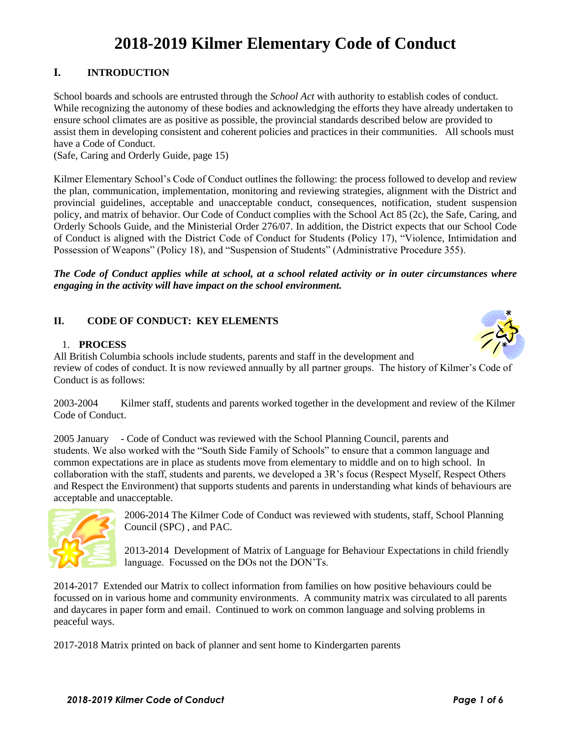# 2018-2019 Kilmer Elementary Code of Conduct

## I. INTRODUCTION

School boards and schools are entrusted through the *School Act* with authority to establish codes of conduct. While recognizing the autonomy of these bodies and acknowledging the efforts they have already undertaken to ensure school climates are as positive as possible, the provincial standards described below are provided to assist them in developing consistent and coherent policies and practices in their communities. All schools must have a Code of Conduct.
(Safe, Caring and Orderly Guide, page 15)

Kilmer Elementary School's Code of Conduct outlines the following: the process followed to develop and review the plan, communication, implementation, monitoring and reviewing strategies, alignment with the District and provincial guidelines, acceptable and unacceptable conduct, consequences, notification, student suspension policy, and matrix of behavior. Our Code of Conduct complies with the School Act 85 (2c), the Safe, Caring, and Orderly Schools Guide, and the Ministerial Order 276/07. In addition, the District expects that our School Code of Conduct is aligned with the District Code of Conduct for Students (Policy 17), "Violence, Intimidation and Possession of Weapons" (Policy 18), and "Suspension of Students" (Administrative Procedure 355).

***The Code of Conduct applies while at school, at a school related activity or in outer circumstances where engaging in the activity will have impact on the school environment.***

## II. CODE OF CONDUCT: KEY ELEMENTS

### 1. PROCESS

All British Columbia schools include students, parents and staff in the development and review of codes of conduct. It is now reviewed annually by all partner groups. The history of Kilmer's Code of Conduct is as follows:

2003-2004 Kilmer staff, students and parents worked together in the development and review of the Kilmer Code of Conduct.

2005 January - Code of Conduct was reviewed with the School Planning Council, parents and students. We also worked with the "South Side Family of Schools" to ensure that a common language and common expectations are in place as students move from elementary to middle and on to high school. In collaboration with the staff, students and parents, we developed a 3R's focus (Respect Myself, Respect Others and Respect the Environment) that supports students and parents in understanding what kinds of behaviours are acceptable and unacceptable.

2006-2014 The Kilmer Code of Conduct was reviewed with students, staff, School Planning Council (SPC) , and PAC.

2013-2014 Development of Matrix of Language for Behaviour Expectations in child friendly language. Focussed on the DOs not the DON'Ts.

2014-2017 Extended our Matrix to collect information from families on how positive behaviours could be focussed on in various home and community environments. A community matrix was circulated to all parents and daycares in paper form and email. Continued to work on common language and solving problems in peaceful ways.

2017-2018 Matrix printed on back of planner and sent home to Kindergarten parents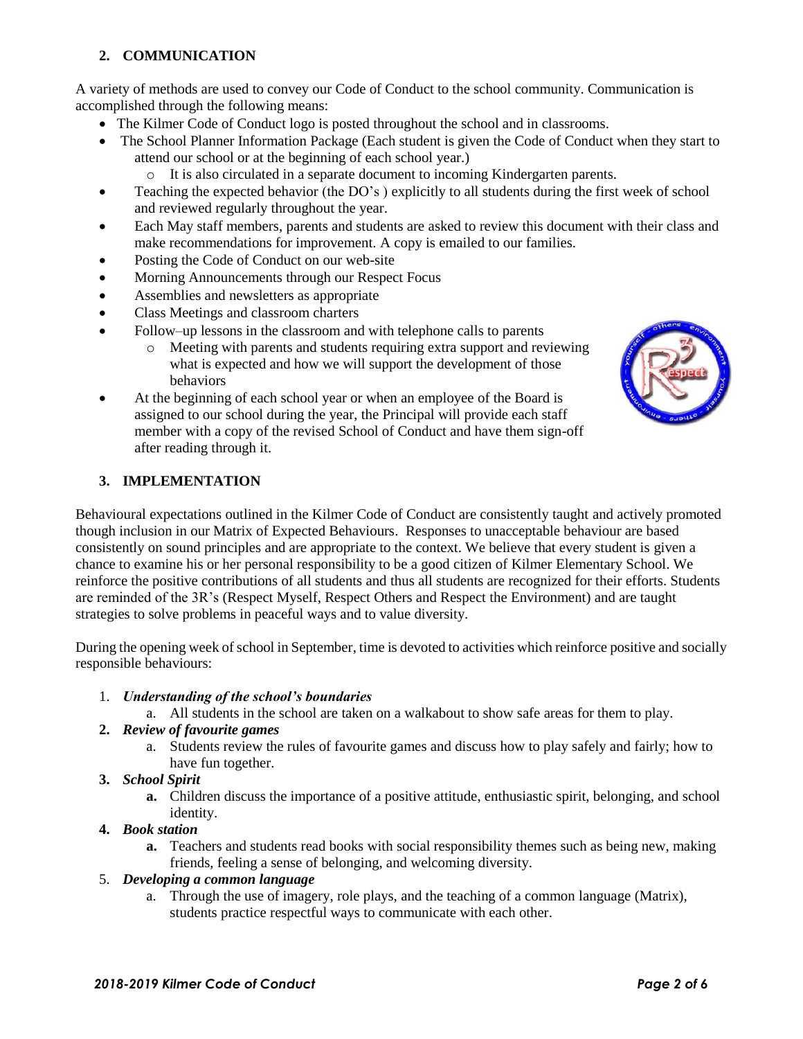## 2. COMMUNICATION

A variety of methods are used to convey our Code of Conduct to the school community. Communication is accomplished through the following means:

- The Kilmer Code of Conduct logo is posted throughout the school and in classrooms.
- The School Planner Information Package (Each student is given the Code of Conduct when they start to attend our school or at the beginning of each school year.)
  - It is also circulated in a separate document to incoming Kindergarten parents.
- Teaching the expected behavior (the DO's ) explicitly to all students during the first week of school and reviewed regularly throughout the year.
- Each May staff members, parents and students are asked to review this document with their class and make recommendations for improvement. A copy is emailed to our families.
- Posting the Code of Conduct on our web-site
- Morning Announcements through our Respect Focus
- Assemblies and newsletters as appropriate
- Class Meetings and classroom charters
- Follow–up lessons in the classroom and with telephone calls to parents
  - Meeting with parents and students requiring extra support and reviewing what is expected and how we will support the development of those behaviors
- At the beginning of each school year or when an employee of the Board is assigned to our school during the year, the Principal will provide each staff member with a copy of the revised School of Conduct and have them sign-off after reading through it.

## 3. IMPLEMENTATION

Behavioural expectations outlined in the Kilmer Code of Conduct are consistently taught and actively promoted though inclusion in our Matrix of Expected Behaviours. Responses to unacceptable behaviour are based consistently on sound principles and are appropriate to the context. We believe that every student is given a chance to examine his or her personal responsibility to be a good citizen of Kilmer Elementary School. We reinforce the positive contributions of all students and thus all students are recognized for their efforts. Students are reminded of the 3R's (Respect Myself, Respect Others and Respect the Environment) and are taught strategies to solve problems in peaceful ways and to value diversity.

During the opening week of school in September, time is devoted to activities which reinforce positive and socially responsible behaviours:

1. ***Understanding of the school's boundaries***
   a. All students in the school are taken on a walkabout to show safe areas for them to play.
2. ***Review of favourite games***
   a. Students review the rules of favourite games and discuss how to play safely and fairly; how to have fun together.
3. ***School Spirit***
   a. Children discuss the importance of a positive attitude, enthusiastic spirit, belonging, and school identity.
4. ***Book station***
   a. Teachers and students read books with social responsibility themes such as being new, making friends, feeling a sense of belonging, and welcoming diversity.
5. ***Developing a common language***
   a. Through the use of imagery, role plays, and the teaching of a common language (Matrix), students practice respectful ways to communicate with each other.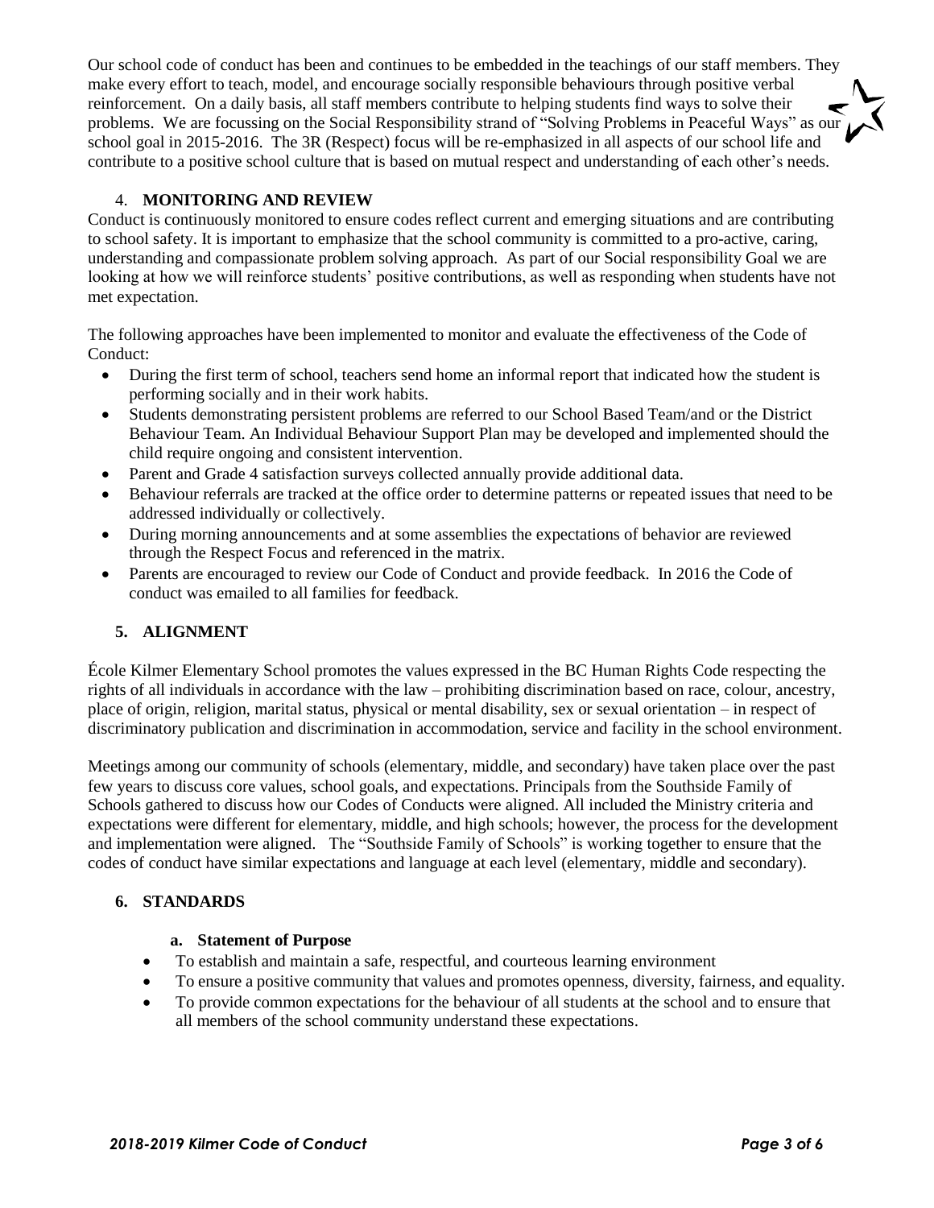Our school code of conduct has been and continues to be embedded in the teachings of our staff members. They make every effort to teach, model, and encourage socially responsible behaviours through positive verbal reinforcement. On a daily basis, all staff members contribute to helping students find ways to solve their problems. We are focussing on the Social Responsibility strand of "Solving Problems in Peaceful Ways" as our school goal in 2015-2016. The 3R (Respect) focus will be re-emphasized in all aspects of our school life and contribute to a positive school culture that is based on mutual respect and understanding of each other's needs.

## 4. MONITORING AND REVIEW

Conduct is continuously monitored to ensure codes reflect current and emerging situations and are contributing to school safety. It is important to emphasize that the school community is committed to a pro-active, caring, understanding and compassionate problem solving approach. As part of our Social responsibility Goal we are looking at how we will reinforce students' positive contributions, as well as responding when students have not met expectation.

The following approaches have been implemented to monitor and evaluate the effectiveness of the Code of Conduct:

- During the first term of school, teachers send home an informal report that indicated how the student is performing socially and in their work habits.
- Students demonstrating persistent problems are referred to our School Based Team/and or the District Behaviour Team. An Individual Behaviour Support Plan may be developed and implemented should the child require ongoing and consistent intervention.
- Parent and Grade 4 satisfaction surveys collected annually provide additional data.
- Behaviour referrals are tracked at the office order to determine patterns or repeated issues that need to be addressed individually or collectively.
- During morning announcements and at some assemblies the expectations of behavior are reviewed through the Respect Focus and referenced in the matrix.
- Parents are encouraged to review our Code of Conduct and provide feedback. In 2016 the Code of conduct was emailed to all families for feedback.

## 5. ALIGNMENT

École Kilmer Elementary School promotes the values expressed in the BC Human Rights Code respecting the rights of all individuals in accordance with the law – prohibiting discrimination based on race, colour, ancestry, place of origin, religion, marital status, physical or mental disability, sex or sexual orientation – in respect of discriminatory publication and discrimination in accommodation, service and facility in the school environment.

Meetings among our community of schools (elementary, middle, and secondary) have taken place over the past few years to discuss core values, school goals, and expectations. Principals from the Southside Family of Schools gathered to discuss how our Codes of Conducts were aligned. All included the Ministry criteria and expectations were different for elementary, middle, and high schools; however, the process for the development and implementation were aligned. The "Southside Family of Schools" is working together to ensure that the codes of conduct have similar expectations and language at each level (elementary, middle and secondary).

## 6. STANDARDS

### a. Statement of Purpose

- To establish and maintain a safe, respectful, and courteous learning environment
- To ensure a positive community that values and promotes openness, diversity, fairness, and equality.
- To provide common expectations for the behaviour of all students at the school and to ensure that all members of the school community understand these expectations.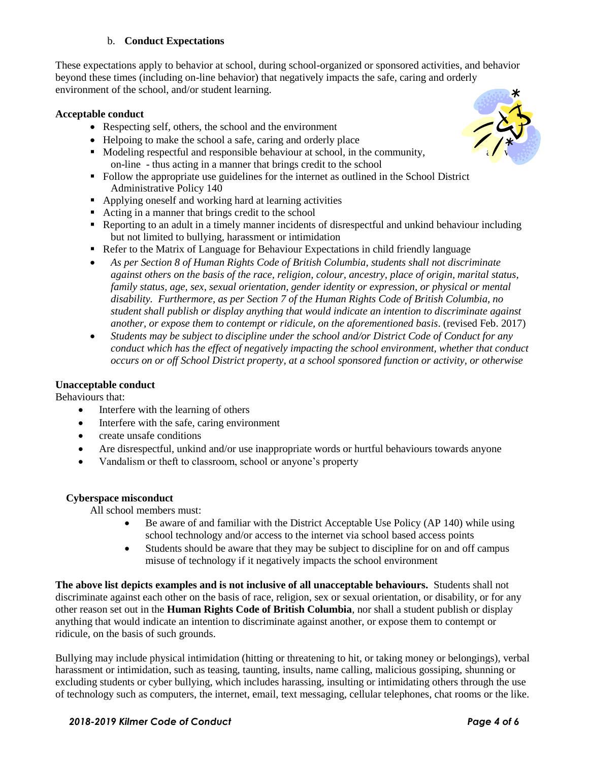b. **Conduct Expectations**

These expectations apply to behavior at school, during school-organized or sponsored activities, and behavior beyond these times (including on-line behavior) that negatively impacts the safe, caring and orderly environment of the school, and/or student learning.

**Acceptable conduct**

- Respecting self, others, the school and the environment
- Helpoing to make the school a safe, caring and orderly place
- Modeling respectful and responsible behaviour at school, in the community, and on-line - thus acting in a manner that brings credit to the school
- Follow the appropriate use guidelines for the internet as outlined in the School District Administrative Policy 140
- Applying oneself and working hard at learning activities
- Acting in a manner that brings credit to the school
- Reporting to an adult in a timely manner incidents of disrespectful and unkind behaviour including but not limited to bullying, harassment or intimidation
- Refer to the Matrix of Language for Behaviour Expectations in child friendly language
- *As per Section 8 of Human Rights Code of British Columbia, students shall not discriminate against others on the basis of the race, religion, colour, ancestry, place of origin, marital status, family status, age, sex, sexual orientation, gender identity or expression, or physical or mental disability. Furthermore, as per Section 7 of the Human Rights Code of British Columbia, no student shall publish or display anything that would indicate an intention to discriminate against another, or expose them to contempt or ridicule, on the aforementioned basis*. (revised Feb. 2017)
- *Students may be subject to discipline under the school and/or District Code of Conduct for any conduct which has the effect of negatively impacting the school environment, whether that conduct occurs on or off School District property, at a school sponsored function or activity, or otherwise*

**Unacceptable conduct**

Behaviours that:

- Interfere with the learning of others
- Interfere with the safe, caring environment
- create unsafe conditions
- Are disrespectful, unkind and/or use inappropriate words or hurtful behaviours towards anyone
- Vandalism or theft to classroom, school or anyone's property

**Cyberspace misconduct**

All school members must:

- Be aware of and familiar with the District Acceptable Use Policy (AP 140) while using school technology and/or access to the internet via school based access points
- Students should be aware that they may be subject to discipline for on and off campus misuse of technology if it negatively impacts the school environment

**The above list depicts examples and is not inclusive of all unacceptable behaviours.** Students shall not discriminate against each other on the basis of race, religion, sex or sexual orientation, or disability, or for any other reason set out in the **Human Rights Code of British Columbia**, nor shall a student publish or display anything that would indicate an intention to discriminate against another, or expose them to contempt or ridicule, on the basis of such grounds.

Bullying may include physical intimidation (hitting or threatening to hit, or taking money or belongings), verbal harassment or intimidation, such as teasing, taunting, insults, name calling, malicious gossiping, shunning or excluding students or cyber bullying, which includes harassing, insulting or intimidating others through the use of technology such as computers, the internet, email, text messaging, cellular telephones, chat rooms or the like.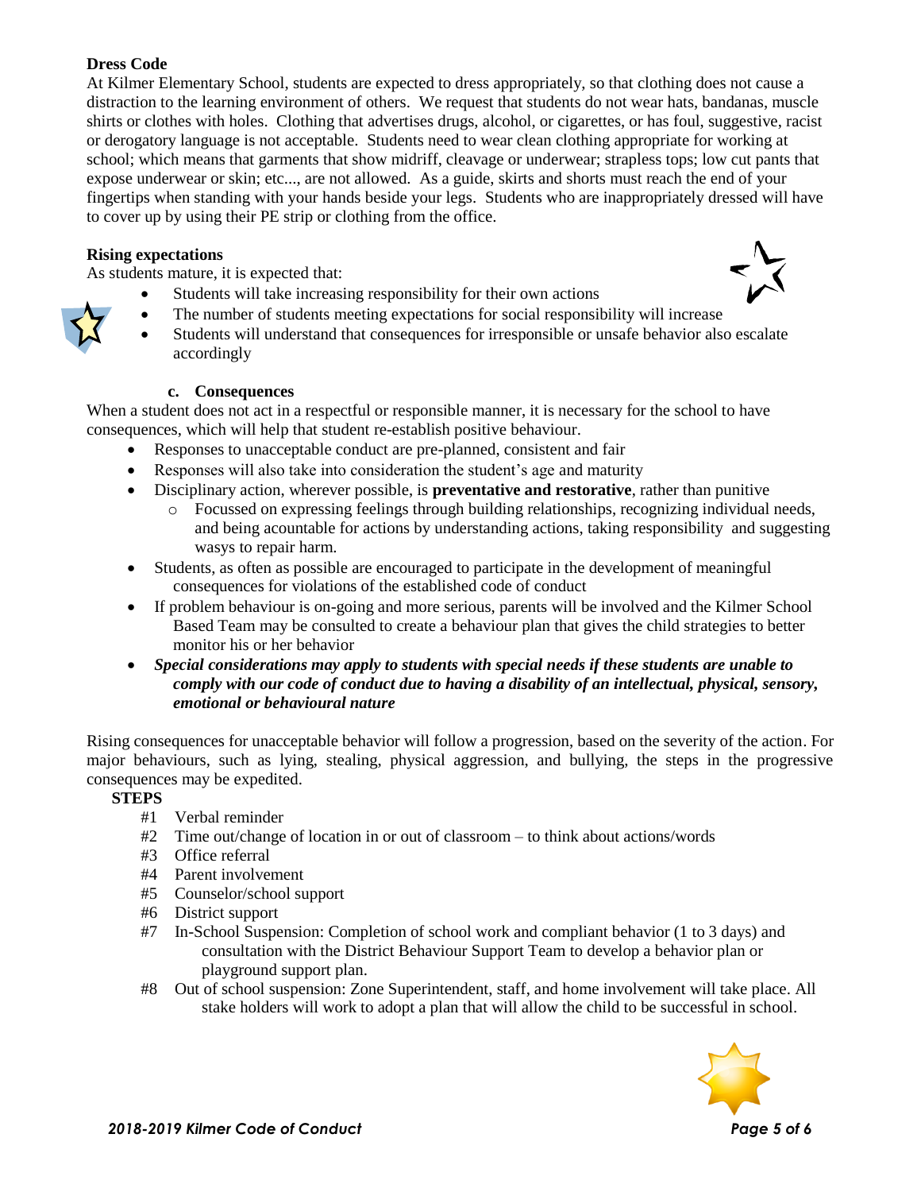**Dress Code**

At Kilmer Elementary School, students are expected to dress appropriately, so that clothing does not cause a distraction to the learning environment of others. We request that students do not wear hats, bandanas, muscle shirts or clothes with holes. Clothing that advertises drugs, alcohol, or cigarettes, or has foul, suggestive, racist or derogatory language is not acceptable. Students need to wear clean clothing appropriate for working at school; which means that garments that show midriff, cleavage or underwear; strapless tops; low cut pants that expose underwear or skin; etc..., are not allowed. As a guide, skirts and shorts must reach the end of your fingertips when standing with your hands beside your legs. Students who are inappropriately dressed will have to cover up by using their PE strip or clothing from the office.

**Rising expectations**

As students mature, it is expected that:

- Students will take increasing responsibility for their own actions
- The number of students meeting expectations for social responsibility will increase
- Students will understand that consequences for irresponsible or unsafe behavior also escalate accordingly

**c. Consequences**

When a student does not act in a respectful or responsible manner, it is necessary for the school to have consequences, which will help that student re-establish positive behaviour.

- Responses to unacceptable conduct are pre-planned, consistent and fair
- Responses will also take into consideration the student's age and maturity
- Disciplinary action, wherever possible, is **preventative and restorative**, rather than punitive
  - Focussed on expressing feelings through building relationships, recognizing individual needs, and being acountable for actions by understanding actions, taking responsibility and suggesting wasys to repair harm.
- Students, as often as possible are encouraged to participate in the development of meaningful consequences for violations of the established code of conduct
- If problem behaviour is on-going and more serious, parents will be involved and the Kilmer School Based Team may be consulted to create a behaviour plan that gives the child strategies to better monitor his or her behavior
- ***Special considerations may apply to students with special needs if these students are unable to comply with our code of conduct due to having a disability of an intellectual, physical, sensory, emotional or behavioural nature***

Rising consequences for unacceptable behavior will follow a progression, based on the severity of the action. For major behaviours, such as lying, stealing, physical aggression, and bullying, the steps in the progressive consequences may be expedited.

**STEPS**

#1 Verbal reminder
#2 Time out/change of location in or out of classroom – to think about actions/words
#3 Office referral
#4 Parent involvement
#5 Counselor/school support
#6 District support
#7 In-School Suspension: Completion of school work and compliant behavior (1 to 3 days) and consultation with the District Behaviour Support Team to develop a behavior plan or playground support plan.
#8 Out of school suspension: Zone Superintendent, staff, and home involvement will take place. All stake holders will work to adopt a plan that will allow the child to be successful in school.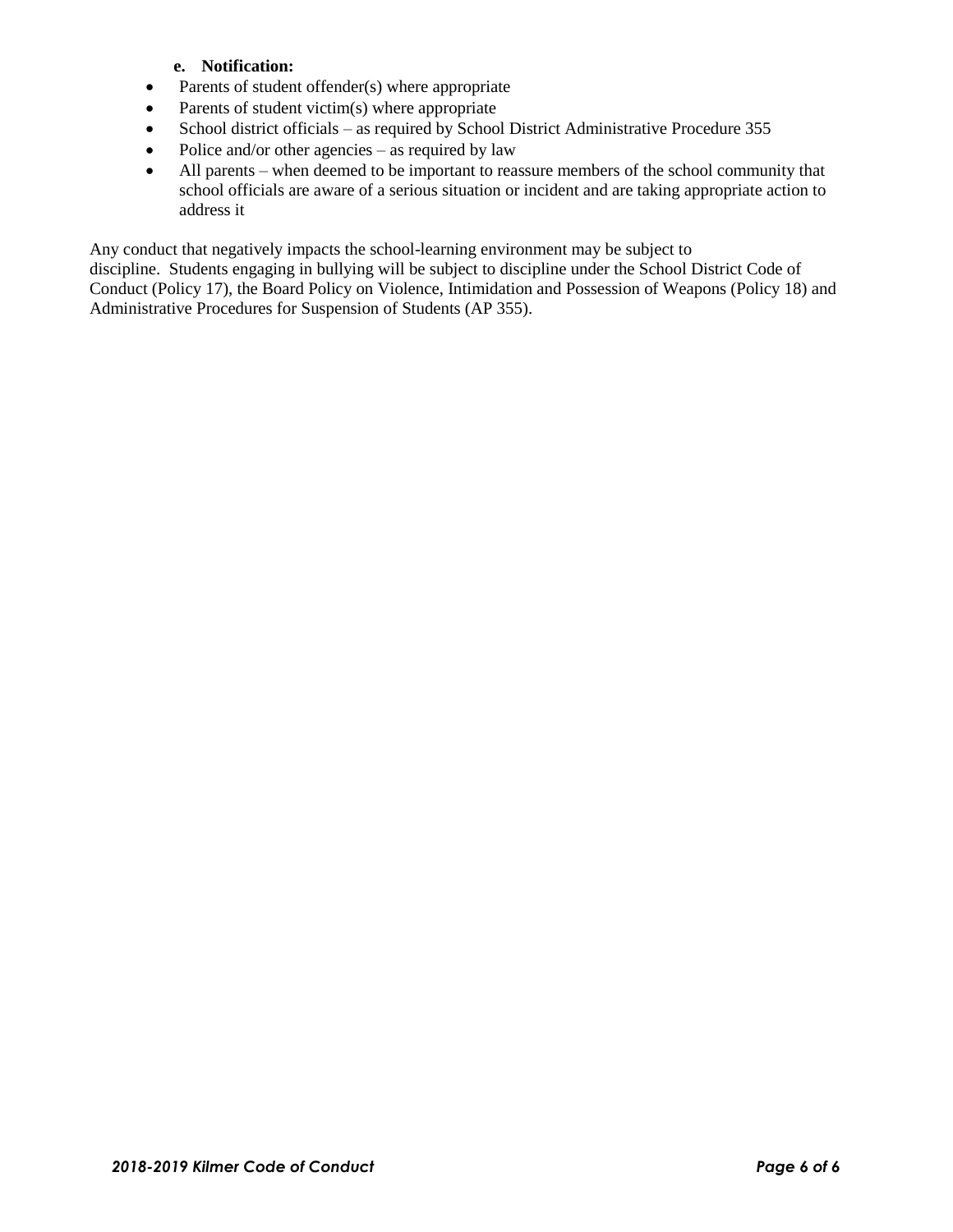**e. Notification:**

- Parents of student offender(s) where appropriate
- Parents of student victim(s) where appropriate
- School district officials – as required by School District Administrative Procedure 355
- Police and/or other agencies – as required by law
- All parents – when deemed to be important to reassure members of the school community that school officials are aware of a serious situation or incident and are taking appropriate action to address it

Any conduct that negatively impacts the school-learning environment may be subject to discipline. Students engaging in bullying will be subject to discipline under the School District Code of Conduct (Policy 17), the Board Policy on Violence, Intimidation and Possession of Weapons (Policy 18) and Administrative Procedures for Suspension of Students (AP 355).